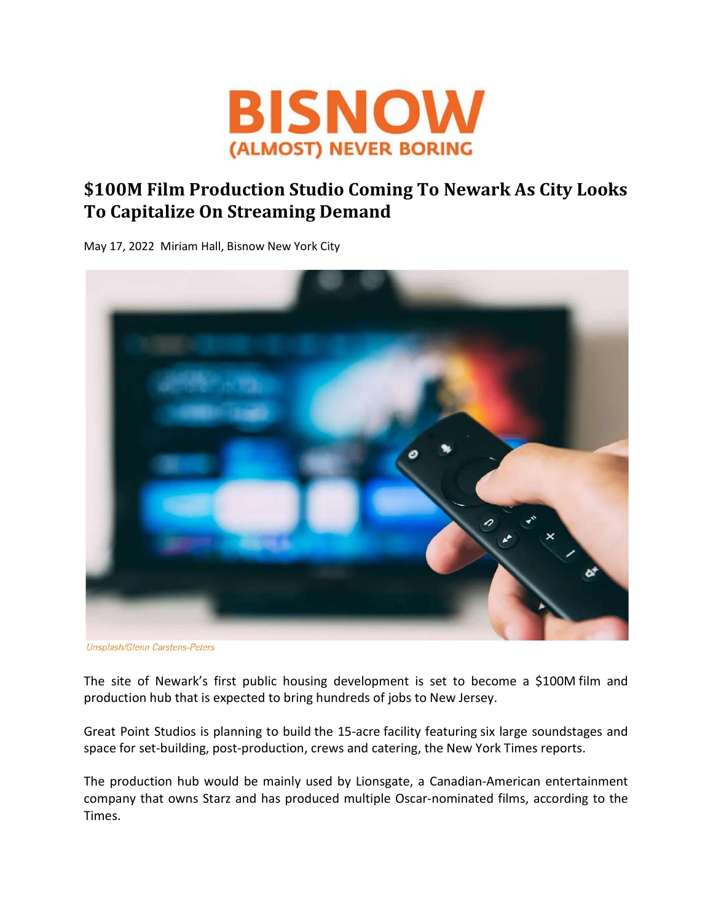# BISNOW

**(ALMOST) NEVER BORING**

## $100M Film Production Studio Coming To Newark As City Looks To Capitalize On Streaming Demand

May 17, 2022 Miriam Hall, Bisnow New York City

*Unsplash/Glenn Carstens-Peters*

The site of Newark's first public housing development is set to become a $100M film and production hub that is expected to bring hundreds of jobs to New Jersey.

Great Point Studios is planning to build the 15-acre facility featuring six large soundstages and space for set-building, post-production, crews and catering, the New York Times reports.

The production hub would be mainly used by Lionsgate, a Canadian-American entertainment company that owns Starz and has produced multiple Oscar-nominated films, according to the Times.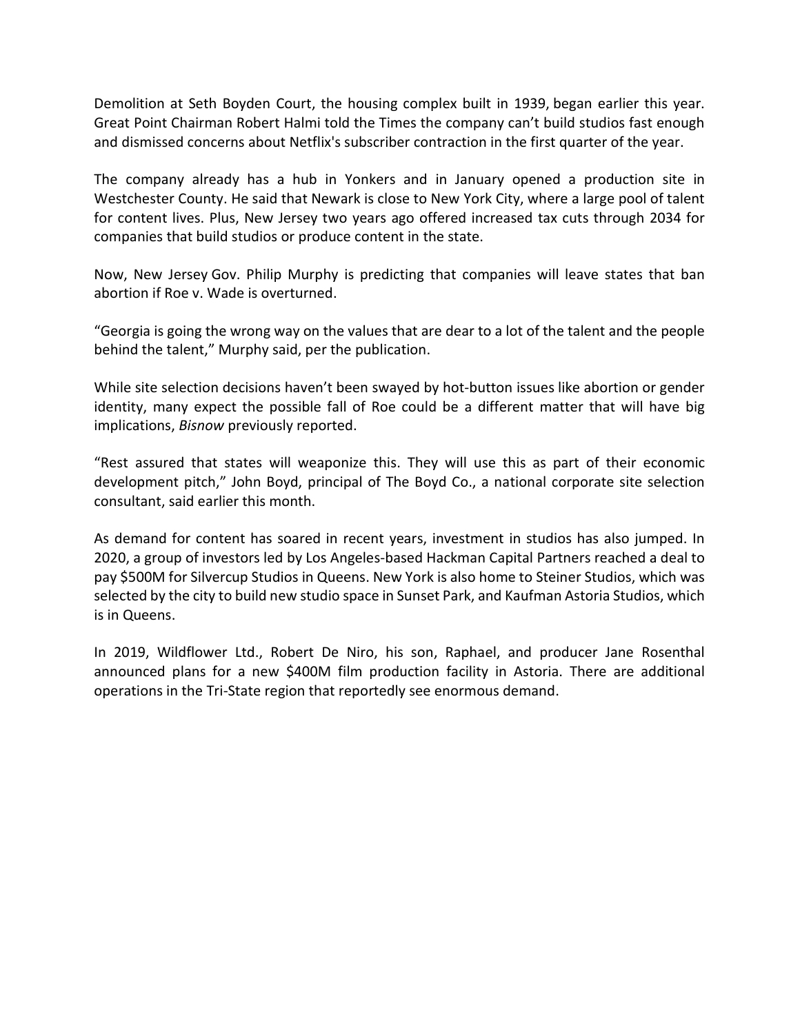Demolition at Seth Boyden Court, the housing complex built in 1939, began earlier this year. Great Point Chairman Robert Halmi told the Times the company can't build studios fast enough and dismissed concerns about Netflix's subscriber contraction in the first quarter of the year.

The company already has a hub in Yonkers and in January opened a production site in Westchester County. He said that Newark is close to New York City, where a large pool of talent for content lives. Plus, New Jersey two years ago offered increased tax cuts through 2034 for companies that build studios or produce content in the state.

Now, New Jersey Gov. Philip Murphy is predicting that companies will leave states that ban abortion if Roe v. Wade is overturned.

"Georgia is going the wrong way on the values that are dear to a lot of the talent and the people behind the talent," Murphy said, per the publication.

While site selection decisions haven't been swayed by hot-button issues like abortion or gender identity, many expect the possible fall of Roe could be a different matter that will have big implications, *Bisnow* previously reported.

"Rest assured that states will weaponize this. They will use this as part of their economic development pitch," John Boyd, principal of The Boyd Co., a national corporate site selection consultant, said earlier this month.

As demand for content has soared in recent years, investment in studios has also jumped. In 2020, a group of investors led by Los Angeles-based Hackman Capital Partners reached a deal to pay $500M for Silvercup Studios in Queens. New York is also home to Steiner Studios, which was selected by the city to build new studio space in Sunset Park, and Kaufman Astoria Studios, which is in Queens.

In 2019, Wildflower Ltd., Robert De Niro, his son, Raphael, and producer Jane Rosenthal announced plans for a new $400M film production facility in Astoria. There are additional operations in the Tri-State region that reportedly see enormous demand.